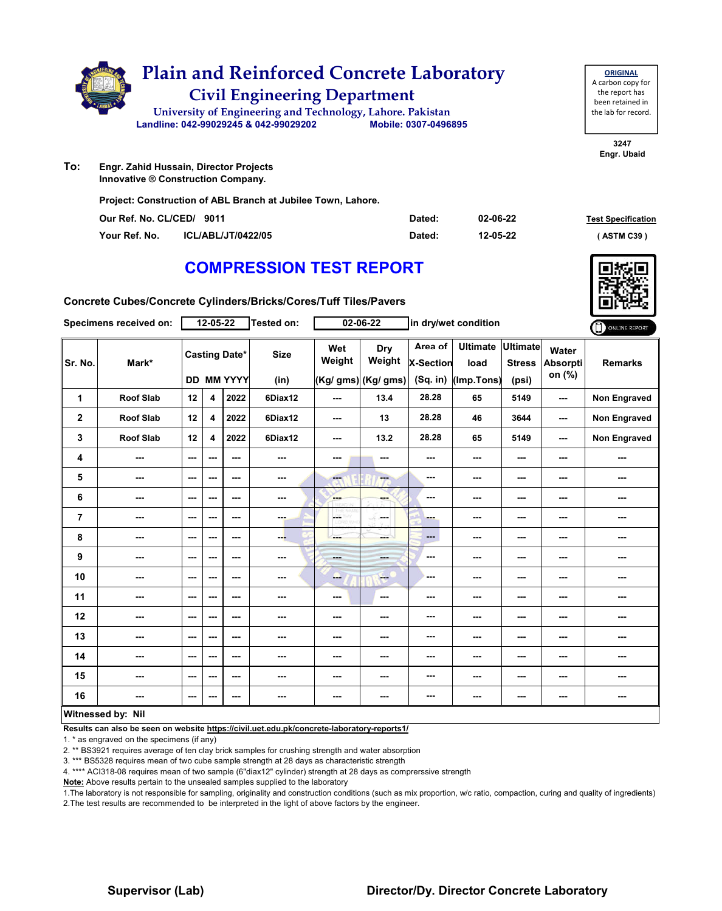# Plain and Reinforced Concrete Laboratory

## Civil Engineering Department

University of Engineering and Technology, Lahore. Pakistan

Landline: 042-99029245 & 042-99029202 Mobile: 0307-0496895

**ORIGINAL**
A carbon copy for the report has been retained in the lab for record.

3247
Engr. Ubaid

**To:** Engr. Zahid Hussain, Director Projects
Innovative ® Construction Company.

Project: Construction of ABL Branch at Jubilee Town, Lahore.

| | | | |
|---|---|---|---|
| Our Ref. No. CL/CED/ 9011 | Dated: | 02-06-22 | Test Specification |
| Your Ref. No. ICL/ABL/JT/0422/05 | Dated: | 12-05-22 | ( ASTM C39 ) |

# COMPRESSION TEST REPORT

Concrete Cubes/Concrete Cylinders/Bricks/Cores/Tuff Tiles/Pavers

Specimens received on: 12-05-22 Tested on: 02-06-22 in dry/wet condition

| Sr. No. | Mark* | Casting Date* | | | Size | Wet Weight | Dry Weight | Area of X-Section | Ultimate load | Ultimate Stress | Water Absorption (%) | Remarks |
|---|---|---|---|---|---|---|---|---|---|---|---|---|
| | | DD | MM | YYYY | (in) | (Kg/ gms) | (Kg/ gms) | (Sq. in) | (Imp.Tons) | (psi) | | |
| 1 | Roof Slab | 12 | 4 | 2022 | 6Diax12 | --- | 13.4 | 28.28 | 65 | 5149 | --- | Non Engraved |
| 2 | Roof Slab | 12 | 4 | 2022 | 6Diax12 | --- | 13 | 28.28 | 46 | 3644 | --- | Non Engraved |
| 3 | Roof Slab | 12 | 4 | 2022 | 6Diax12 | --- | 13.2 | 28.28 | 65 | 5149 | --- | Non Engraved |
| 4 | --- | --- | --- | --- | --- | --- | --- | --- | --- | --- | --- | --- |
| 5 | --- | --- | --- | --- | --- | --- | --- | --- | --- | --- | --- | --- |
| 6 | --- | --- | --- | --- | --- | --- | --- | --- | --- | --- | --- | --- |
| 7 | --- | --- | --- | --- | --- | --- | --- | --- | --- | --- | --- | --- |
| 8 | --- | --- | --- | --- | --- | --- | --- | --- | --- | --- | --- | --- |
| 9 | --- | --- | --- | --- | --- | --- | --- | --- | --- | --- | --- | --- |
| 10 | --- | --- | --- | --- | --- | --- | --- | --- | --- | --- | --- | --- |
| 11 | --- | --- | --- | --- | --- | --- | --- | --- | --- | --- | --- | --- |
| 12 | --- | --- | --- | --- | --- | --- | --- | --- | --- | --- | --- | --- |
| 13 | --- | --- | --- | --- | --- | --- | --- | --- | --- | --- | --- | --- |
| 14 | --- | --- | --- | --- | --- | --- | --- | --- | --- | --- | --- | --- |
| 15 | --- | --- | --- | --- | --- | --- | --- | --- | --- | --- | --- | --- |
| 16 | --- | --- | --- | --- | --- | --- | --- | --- | --- | --- | --- | --- |

**Witnessed by: Nil**

Results can also be seen on website https://civil.uet.edu.pk/concrete-laboratory-reports1/

1. * as engraved on the specimens (if any)
2. ** BS3921 requires average of ten clay brick samples for crushing strength and water absorption
3. *** BS5328 requires mean of two cube sample strength at 28 days as characteristic strength
4. **** ACI318-08 requires mean of two sample (6"diax12" cylinder) strength at 28 days as comprerssive strength

**Note:** Above results pertain to the unsealed samples supplied to the laboratory

1.The laboratory is not responsible for sampling, originality and construction conditions (such as mix proportion, w/c ratio, compaction, curing and quality of ingredients)
2.The test results are recommended to be interpreted in the light of above factors by the engineer.

**Supervisor (Lab)** **Director/Dy. Director Concrete Laboratory**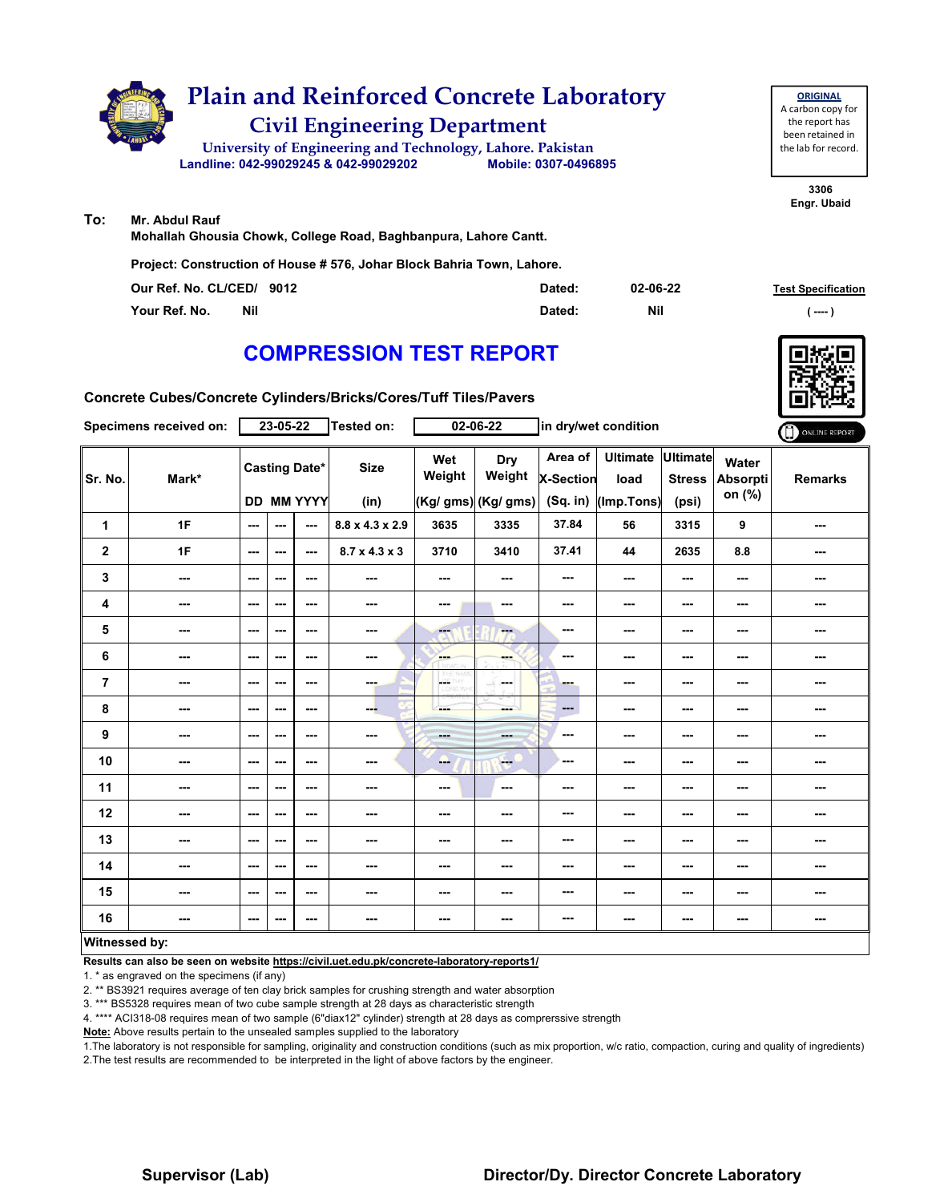# Plain and Reinforced Concrete Laboratory

## Civil Engineering Department

University of Engineering and Technology, Lahore. Pakistan

Landline: 042-99029245 & 042-99029202 Mobile: 0307-0496895

**ORIGINAL**
A carbon copy for the report has been retained in the lab for record.

3306
Engr. Ubaid

**To:** Mr. Abdul Rauf
Mohallah Ghousia Chowk, College Road, Baghbanpura, Lahore Cantt.

Project: Construction of House # 576, Johar Block Bahria Town, Lahore.

Our Ref. No. CL/CED/ 9012 Dated: 02-06-22

Your Ref. No. Nil Dated: Nil

Test Specification
( ---- )

# COMPRESSION TEST REPORT

**Concrete Cubes/Concrete Cylinders/Bricks/Cores/Tuff Tiles/Pavers**

Specimens received on: 23-05-22 Tested on: 02-06-22 in dry/wet condition

| Sr. No. | Mark* | Casting Date* DD | MM | YYYY | Size (in) | Wet Weight (Kg/ gms) | Dry Weight (Kg/ gms) | Area of X-Section (Sq. in) | Ultimate load (Imp.Tons) | Ultimate Stress (psi) | Water Absorption (%) | Remarks |
|---|---|---|---|---|---|---|---|---|---|---|---|---|
| 1 | 1F | --- | --- | --- | 8.8 x 4.3 x 2.9 | 3635 | 3335 | 37.84 | 56 | 3315 | 9 | --- |
| 2 | 1F | --- | --- | --- | 8.7 x 4.3 x 3 | 3710 | 3410 | 37.41 | 44 | 2635 | 8.8 | --- |
| 3 | --- | --- | --- | --- | --- | --- | --- | --- | --- | --- | --- | --- |
| 4 | --- | --- | --- | --- | --- | --- | --- | --- | --- | --- | --- | --- |
| 5 | --- | --- | --- | --- | --- | --- | --- | --- | --- | --- | --- | --- |
| 6 | --- | --- | --- | --- | --- | --- | --- | --- | --- | --- | --- | --- |
| 7 | --- | --- | --- | --- | --- | --- | --- | --- | --- | --- | --- | --- |
| 8 | --- | --- | --- | --- | --- | --- | --- | --- | --- | --- | --- | --- |
| 9 | --- | --- | --- | --- | --- | --- | --- | --- | --- | --- | --- | --- |
| 10 | --- | --- | --- | --- | --- | --- | --- | --- | --- | --- | --- | --- |
| 11 | --- | --- | --- | --- | --- | --- | --- | --- | --- | --- | --- | --- |
| 12 | --- | --- | --- | --- | --- | --- | --- | --- | --- | --- | --- | --- |
| 13 | --- | --- | --- | --- | --- | --- | --- | --- | --- | --- | --- | --- |
| 14 | --- | --- | --- | --- | --- | --- | --- | --- | --- | --- | --- | --- |
| 15 | --- | --- | --- | --- | --- | --- | --- | --- | --- | --- | --- | --- |
| 16 | --- | --- | --- | --- | --- | --- | --- | --- | --- | --- | --- | --- |

**Witnessed by:**

**Results can also be seen on website https://civil.uet.edu.pk/concrete-laboratory-reports1/**

1. * as engraved on the specimens (if any)
2. ** BS3921 requires average of ten clay brick samples for crushing strength and water absorption
3. *** BS5328 requires mean of two cube sample strength at 28 days as characteristic strength
4. **** ACI318-08 requires mean of two sample (6"diax12" cylinder) strength at 28 days as comprerssive strength

**Note:** Above results pertain to the unsealed samples supplied to the laboratory

1.The laboratory is not responsible for sampling, originality and construction conditions (such as mix proportion, w/c ratio, compaction, curing and quality of ingredients)
2.The test results are recommended to be interpreted in the light of above factors by the engineer.

**Supervisor (Lab)** **Director/Dy. Director Concrete Laboratory**